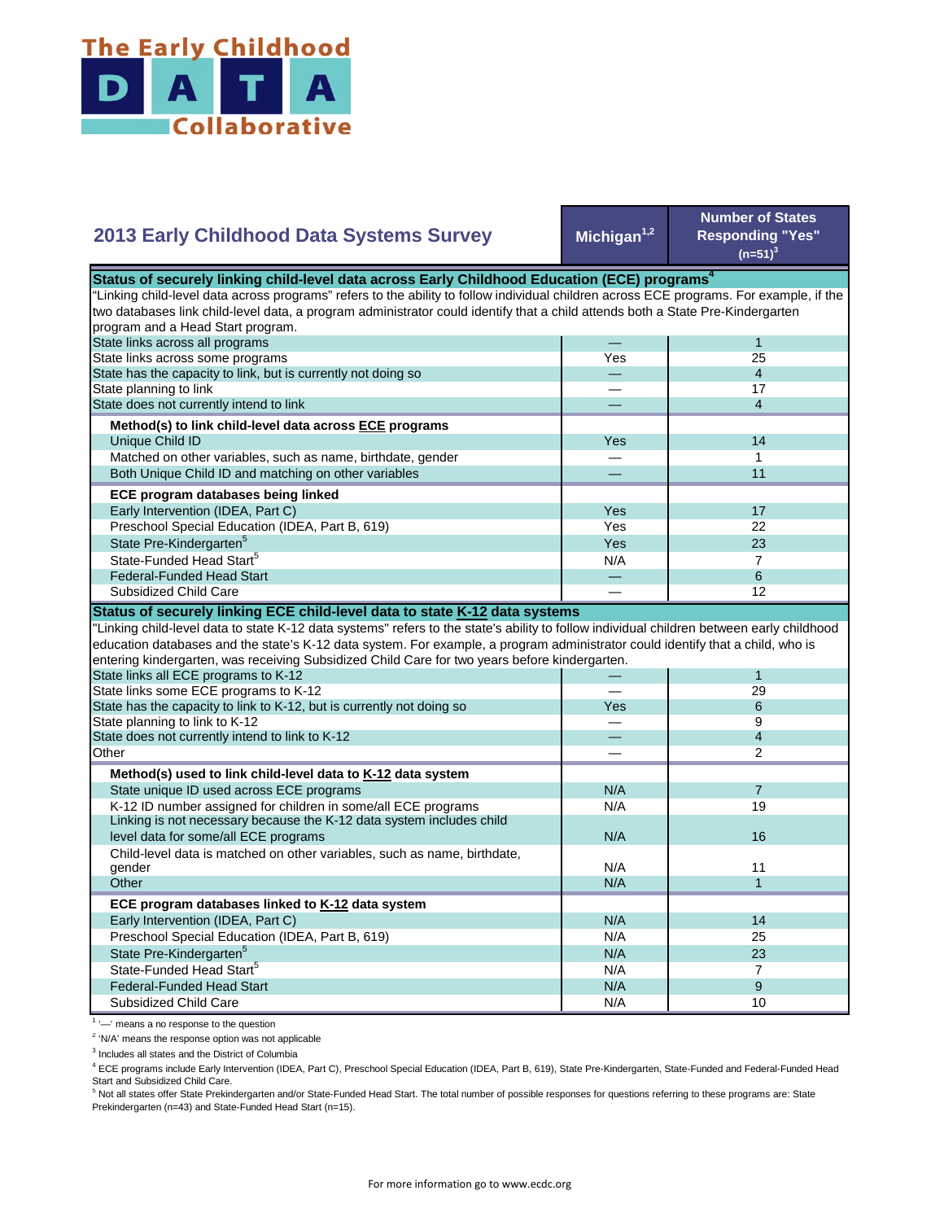# The Early Childhood DATA Collaborative

## 2013 Early Childhood Data Systems Survey

| | Michigan[1,2] | Number of States Responding "Yes" (n=51)[3] |
|---|---|---|
| **Status of securely linking child-level data across Early Childhood Education (ECE) programs[4]** | | |
| "Linking child-level data across programs" refers to the ability to follow individual children across ECE programs. For example, if the two databases link child-level data, a program administrator could identify that a child attends both a State Pre-Kindergarten program and a Head Start program. | | |
| State links across all programs | — | 1 |
| State links across some programs | Yes | 25 |
| State has the capacity to link, but is currently not doing so | — | 4 |
| State planning to link | — | 17 |
| State does not currently intend to link | — | 4 |
| **Method(s) to link child-level data across ECE programs** | | |
| Unique Child ID | Yes | 14 |
| Matched on other variables, such as name, birthdate, gender | — | 1 |
| Both Unique Child ID and matching on other variables | — | 11 |
| **ECE program databases being linked** | | |
| Early Intervention (IDEA, Part C) | Yes | 17 |
| Preschool Special Education (IDEA, Part B, 619) | Yes | 22 |
| State Pre-Kindergarten[5] | Yes | 23 |
| State-Funded Head Start[5] | N/A | 7 |
| Federal-Funded Head Start | — | 6 |
| Subsidized Child Care | — | 12 |
| **Status of securely linking ECE child-level data to state K-12 data systems** | | |
| "Linking child-level data to state K-12 data systems" refers to the state's ability to follow individual children between early childhood education databases and the state's K-12 data system. For example, a program administrator could identify that a child, who is entering kindergarten, was receiving Subsidized Child Care for two years before kindergarten. | | |
| State links all ECE programs to K-12 | — | 1 |
| State links some ECE programs to K-12 | — | 29 |
| State has the capacity to link to K-12, but is currently not doing so | Yes | 6 |
| State planning to link to K-12 | — | 9 |
| State does not currently intend to link to K-12 | — | 4 |
| Other | — | 2 |
| **Method(s) used to link child-level data to K-12 data system** | | |
| State unique ID used across ECE programs | N/A | 7 |
| K-12 ID number assigned for children in some/all ECE programs | N/A | 19 |
| Linking is not necessary because the K-12 data system includes child level data for some/all ECE programs | N/A | 16 |
| Child-level data is matched on other variables, such as name, birthdate, gender | N/A | 11 |
| Other | N/A | 1 |
| **ECE program databases linked to K-12 data system** | | |
| Early Intervention (IDEA, Part C) | N/A | 14 |
| Preschool Special Education (IDEA, Part B, 619) | N/A | 25 |
| State Pre-Kindergarten[5] | N/A | 23 |
| State-Funded Head Start[5] | N/A | 7 |
| Federal-Funded Head Start | N/A | 9 |
| Subsidized Child Care | N/A | 10 |

[1] '—' means a no response to the question

[2] 'N/A' means the response option was not applicable

[3] Includes all states and the District of Columbia

[4] ECE programs include Early Intervention (IDEA, Part C), Preschool Special Education (IDEA, Part B, 619), State Pre-Kindergarten, State-Funded and Federal-Funded Head Start and Subsidized Child Care.

[5] Not all states offer State Prekindergarten and/or State-Funded Head Start. The total number of possible responses for questions referring to these programs are: State Prekindergarten (n=43) and State-Funded Head Start (n=15).

For more information go to www.ecdc.org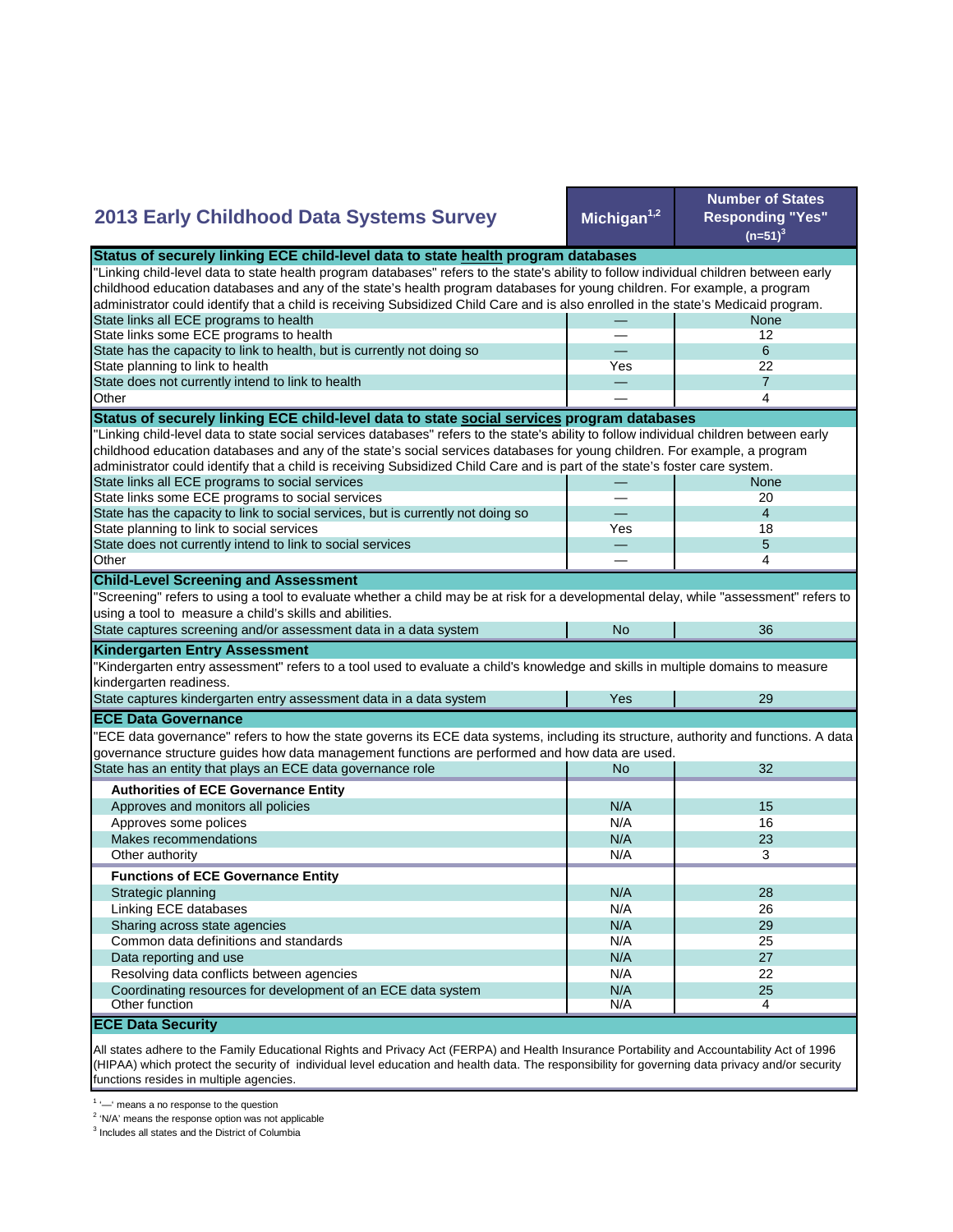## 2013 Early Childhood Data Systems Survey

| | Michigan[1,2] | Number of States Responding "Yes" (n=51)[3] |
|---|---|---|
| **Status of securely linking ECE child-level data to state health program databases** | | |
| "Linking child-level data to state health program databases" refers to the state's ability to follow individual children between early childhood education databases and any of the state's health program databases for young children. For example, a program administrator could identify that a child is receiving Subsidized Child Care and is also enrolled in the state's Medicaid program. | | |
| State links all ECE programs to health | — | None |
| State links some ECE programs to health | — | 12 |
| State has the capacity to link to health, but is currently not doing so | — | 6 |
| State planning to link to health | Yes | 22 |
| State does not currently intend to link to health | — | 7 |
| Other | — | 4 |
| **Status of securely linking ECE child-level data to state social services program databases** | | |
| "Linking child-level data to state social services databases" refers to the state's ability to follow individual children between early childhood education databases and any of the state's social services databases for young children. For example, a program administrator could identify that a child is receiving Subsidized Child Care and is part of the state's foster care system. | | |
| State links all ECE programs to social services | — | None |
| State links some ECE programs to social services | — | 20 |
| State has the capacity to link to social services, but is currently not doing so | — | 4 |
| State planning to link to social services | Yes | 18 |
| State does not currently intend to link to social services | — | 5 |
| Other | — | 4 |
| **Child-Level Screening and Assessment** | | |
| "Screening" refers to using a tool to evaluate whether a child may be at risk for a developmental delay, while "assessment" refers to using a tool to measure a child's skills and abilities. | | |
| State captures screening and/or assessment data in a data system | No | 36 |
| **Kindergarten Entry Assessment** | | |
| "Kindergarten entry assessment" refers to a tool used to evaluate a child's knowledge and skills in multiple domains to measure kindergarten readiness. | | |
| State captures kindergarten entry assessment data in a data system | Yes | 29 |
| **ECE Data Governance** | | |
| "ECE data governance" refers to how the state governs its ECE data systems, including its structure, authority and functions. A data governance structure guides how data management functions are performed and how data are used. | | |
| State has an entity that plays an ECE data governance role | No | 32 |
| **Authorities of ECE Governance Entity** | | |
| Approves and monitors all policies | N/A | 15 |
| Approves some polices | N/A | 16 |
| Makes recommendations | N/A | 23 |
| Other authority | N/A | 3 |
| **Functions of ECE Governance Entity** | | |
| Strategic planning | N/A | 28 |
| Linking ECE databases | N/A | 26 |
| Sharing across state agencies | N/A | 29 |
| Common data definitions and standards | N/A | 25 |
| Data reporting and use | N/A | 27 |
| Resolving data conflicts between agencies | N/A | 22 |
| Coordinating resources for development of an ECE data system | N/A | 25 |
| Other function | N/A | 4 |
| **ECE Data Security** | | |
| All states adhere to the Family Educational Rights and Privacy Act (FERPA) and Health Insurance Portability and Accountability Act of 1996 (HIPAA) which protect the security of individual level education and health data. The responsibility for governing data privacy and/or security functions resides in multiple agencies. | | |

[1] '—' means a no response to the question

[2] 'N/A' means the response option was not applicable

[3] Includes all states and the District of Columbia